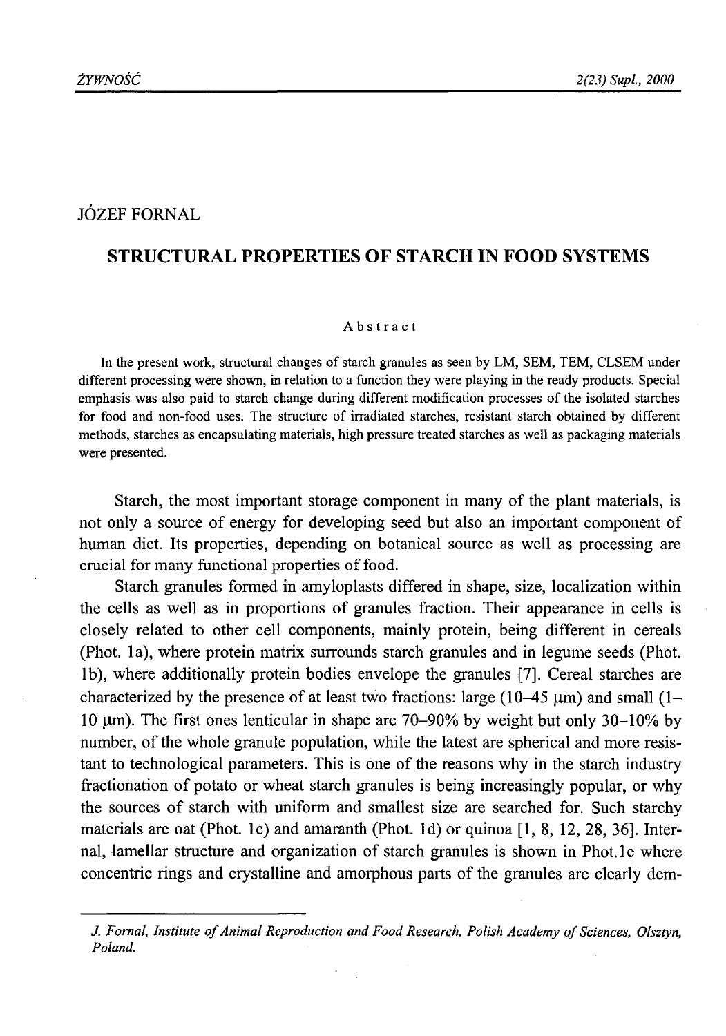JÓZEF FORNAL

# STRUCTURAL PROPERTIES OF STARCH IN FOOD SYSTEMS

## Abstract

In the present work, structural changes of starch granules as seen by LM, SEM, TEM, CLSEM under different processing were shown, in relation to a function they were playing in the ready products. Special emphasis was also paid to starch change during different modification processes of the isolated starches for food and non-food uses. The structure of irradiated starches, resistant starch obtained by different methods, starches as encapsulating materials, high pressure treated starches as well as packaging materials were presented.

Starch, the most important storage component in many of the plant materials, is not only a source of energy for developing seed but also an important component of human diet. Its properties, depending on botanical source as well as processing are crucial for many functional properties of food.

Starch granules formed in amyloplasts differed in shape, size, localization within the cells as well as in proportions of granules fraction. Their appearance in cells is closely related to other cell components, mainly protein, being different in cereals (Phot. 1a), where protein matrix surrounds starch granules and in legume seeds (Phot. 1b), where additionally protein bodies envelope the granules [7]. Cereal starches are characterized by the presence of at least two fractions: large (10–45 μm) and small (1–10 μm). The first ones lenticular in shape are 70–90% by weight but only 30–10% by number, of the whole granule population, while the latest are spherical and more resistant to technological parameters. This is one of the reasons why in the starch industry fractionation of potato or wheat starch granules is being increasingly popular, or why the sources of starch with uniform and smallest size are searched for. Such starchy materials are oat (Phot. 1c) and amaranth (Phot. 1d) or quinoa [1, 8, 12, 28, 36]. Internal, lamellar structure and organization of starch granules is shown in Phot.1e where concentric rings and crystalline and amorphous parts of the granules are clearly dem-

*J. Fornal, Institute of Animal Reproduction and Food Research, Polish Academy of Sciences, Olsztyn, Poland.*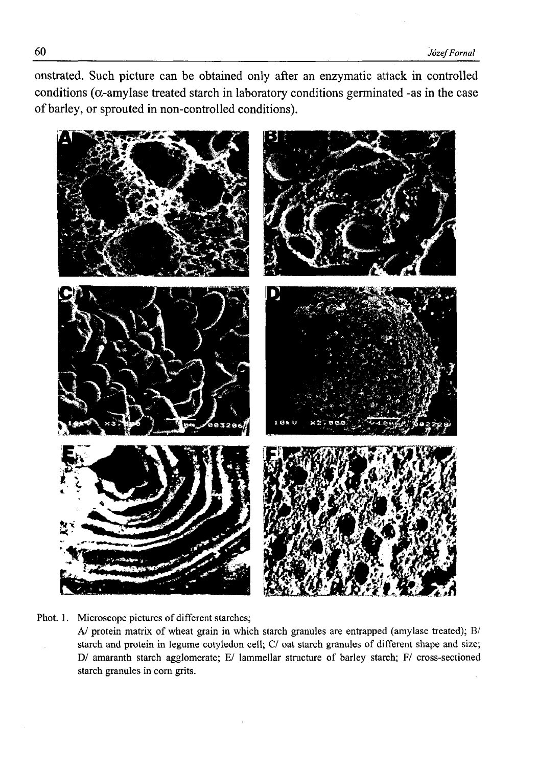onstrated. Such picture can be obtained only after an enzymatic attack in controlled conditions (α-amylase treated starch in laboratory conditions germinated -as in the case of barley, or sprouted in non-controlled conditions).

Phot. 1. Microscope pictures of different starches;
A/ protein matrix of wheat grain in which starch granules are entrapped (amylase treated); B/ starch and protein in legume cotyledon cell; C/ oat starch granules of different shape and size; D/ amaranth starch agglomerate; E/ lammellar structure of barley starch; F/ cross-sectioned starch granules in corn grits.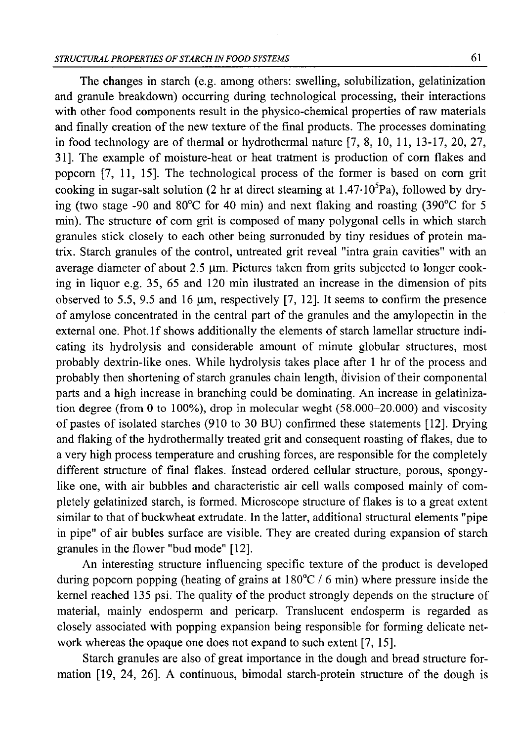The changes in starch (e.g. among others: swelling, solubilization, gelatinization and granule breakdown) occurring during technological processing, their interactions with other food components result in the physico-chemical properties of raw materials and finally creation of the new texture of the final products. The processes dominating in food technology are of thermal or hydrothermal nature [7, 8, 10, 11, 13-17, 20, 27, 31]. The example of moisture-heat or heat tratment is production of corn flakes and popcorn [7, 11, 15]. The technological process of the former is based on corn grit cooking in sugar-salt solution (2 hr at direct steaming at $1.47 \cdot 10^5$Pa), followed by drying (two stage -90 and 80°C for 40 min) and next flaking and roasting (390°C for 5 min). The structure of corn grit is composed of many polygonal cells in which starch granules stick closely to each other being surronuded by tiny residues of protein matrix. Starch granules of the control, untreated grit reveal "intra grain cavities" with an average diameter of about 2.5 μm. Pictures taken from grits subjected to longer cooking in liquor e.g. 35, 65 and 120 min ilustrated an increase in the dimension of pits observed to 5.5, 9.5 and 16 μm, respectively [7, 12]. It seems to confirm the presence of amylose concentrated in the central part of the granules and the amylopectin in the external one. Phot.1f shows additionally the elements of starch lamellar structure indicating its hydrolysis and considerable amount of minute globular structures, most probably dextrin-like ones. While hydrolysis takes place after 1 hr of the process and probably then shortening of starch granules chain length, division of their componental parts and a high increase in branching could be dominating. An increase in gelatinization degree (from 0 to 100%), drop in molecular weght (58.000–20.000) and viscosity of pastes of isolated starches (910 to 30 BU) confirmed these statements [12]. Drying and flaking of the hydrothermally treated grit and consequent roasting of flakes, due to a very high process temperature and crushing forces, are responsible for the completely different structure of final flakes. Instead ordered cellular structure, porous, spongy-like one, with air bubbles and characteristic air cell walls composed mainly of completely gelatinized starch, is formed. Microscope structure of flakes is to a great extent similar to that of buckwheat extrudate. In the latter, additional structural elements "pipe in pipe" of air bubles surface are visible. They are created during expansion of starch granules in the flower "bud mode" [12].

An interesting structure influencing specific texture of the product is developed during popcorn popping (heating of grains at 180°C / 6 min) where pressure inside the kernel reached 135 psi. The quality of the product strongly depends on the structure of material, mainly endosperm and pericarp. Translucent endosperm is regarded as closely associated with popping expansion being responsible for forming delicate network whereas the opaque one does not expand to such extent [7, 15].

Starch granules are also of great importance in the dough and bread structure formation [19, 24, 26]. A continuous, bimodal starch-protein structure of the dough is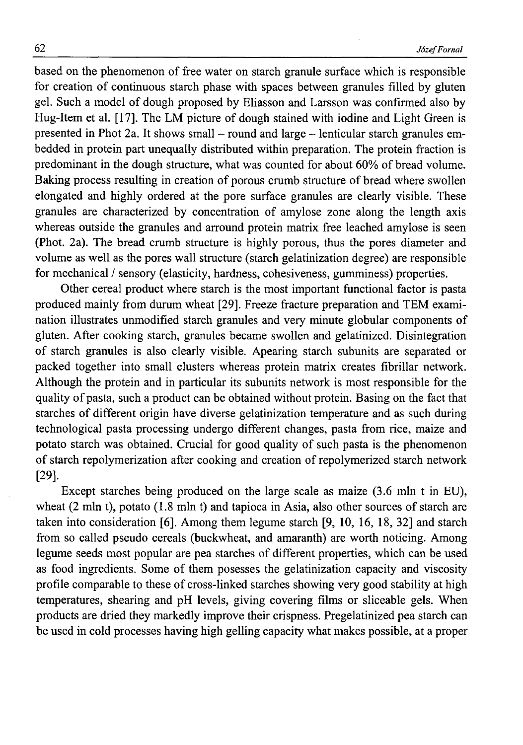based on the phenomenon of free water on starch granule surface which is responsible for creation of continuous starch phase with spaces between granules filled by gluten gel. Such a model of dough proposed by Eliasson and Larsson was confirmed also by Hug-Item et al. [17]. The LM picture of dough stained with iodine and Light Green is presented in Phot 2a. It shows small – round and large – lenticular starch granules embedded in protein part unequally distributed within preparation. The protein fraction is predominant in the dough structure, what was counted for about 60% of bread volume. Baking process resulting in creation of porous crumb structure of bread where swollen elongated and highly ordered at the pore surface granules are clearly visible. These granules are characterized by concentration of amylose zone along the length axis whereas outside the granules and arround protein matrix free leached amylose is seen (Phot. 2a). The bread crumb structure is highly porous, thus the pores diameter and volume as well as the pores wall structure (starch gelatinization degree) are responsible for mechanical / sensory (elasticity, hardness, cohesiveness, gumminess) properties.

Other cereal product where starch is the most important functional factor is pasta produced mainly from durum wheat [29]. Freeze fracture preparation and TEM examination illustrates unmodified starch granules and very minute globular components of gluten. After cooking starch, granules became swollen and gelatinized. Disintegration of starch granules is also clearly visible. Apearing starch subunits are separated or packed together into small clusters whereas protein matrix creates fibrillar network. Although the protein and in particular its subunits network is most responsible for the quality of pasta, such a product can be obtained without protein. Basing on the fact that starches of different origin have diverse gelatinization temperature and as such during technological pasta processing undergo different changes, pasta from rice, maize and potato starch was obtained. Crucial for good quality of such pasta is the phenomenon of starch repolymerization after cooking and creation of repolymerized starch network [29].

Except starches being produced on the large scale as maize (3.6 mln t in EU), wheat (2 mln t), potato (1.8 mln t) and tapioca in Asia, also other sources of starch are taken into consideration [6]. Among them legume starch [9, 10, 16, 18, 32] and starch from so called pseudo cereals (buckwheat, and amaranth) are worth noticing. Among legume seeds most popular are pea starches of different properties, which can be used as food ingredients. Some of them posesses the gelatinization capacity and viscosity profile comparable to these of cross-linked starches showing very good stability at high temperatures, shearing and pH levels, giving covering films or sliceable gels. When products are dried they markedly improve their crispness. Pregelatinized pea starch can be used in cold processes having high gelling capacity what makes possible, at a proper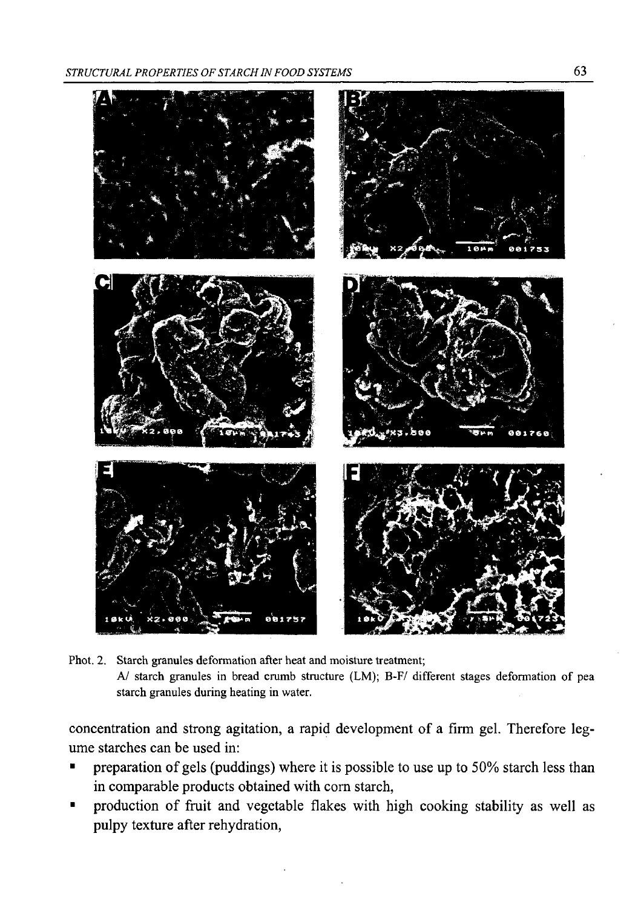Phot. 2. Starch granules deformation after heat and moisture treatment;
A/ starch granules in bread crumb structure (LM); B-F/ different stages deformation of pea starch granules during heating in water.

concentration and strong agitation, a rapid development of a firm gel. Therefore legume starches can be used in:

- preparation of gels (puddings) where it is possible to use up to 50% starch less than in comparable products obtained with corn starch,
- production of fruit and vegetable flakes with high cooking stability as well as pulpy texture after rehydration,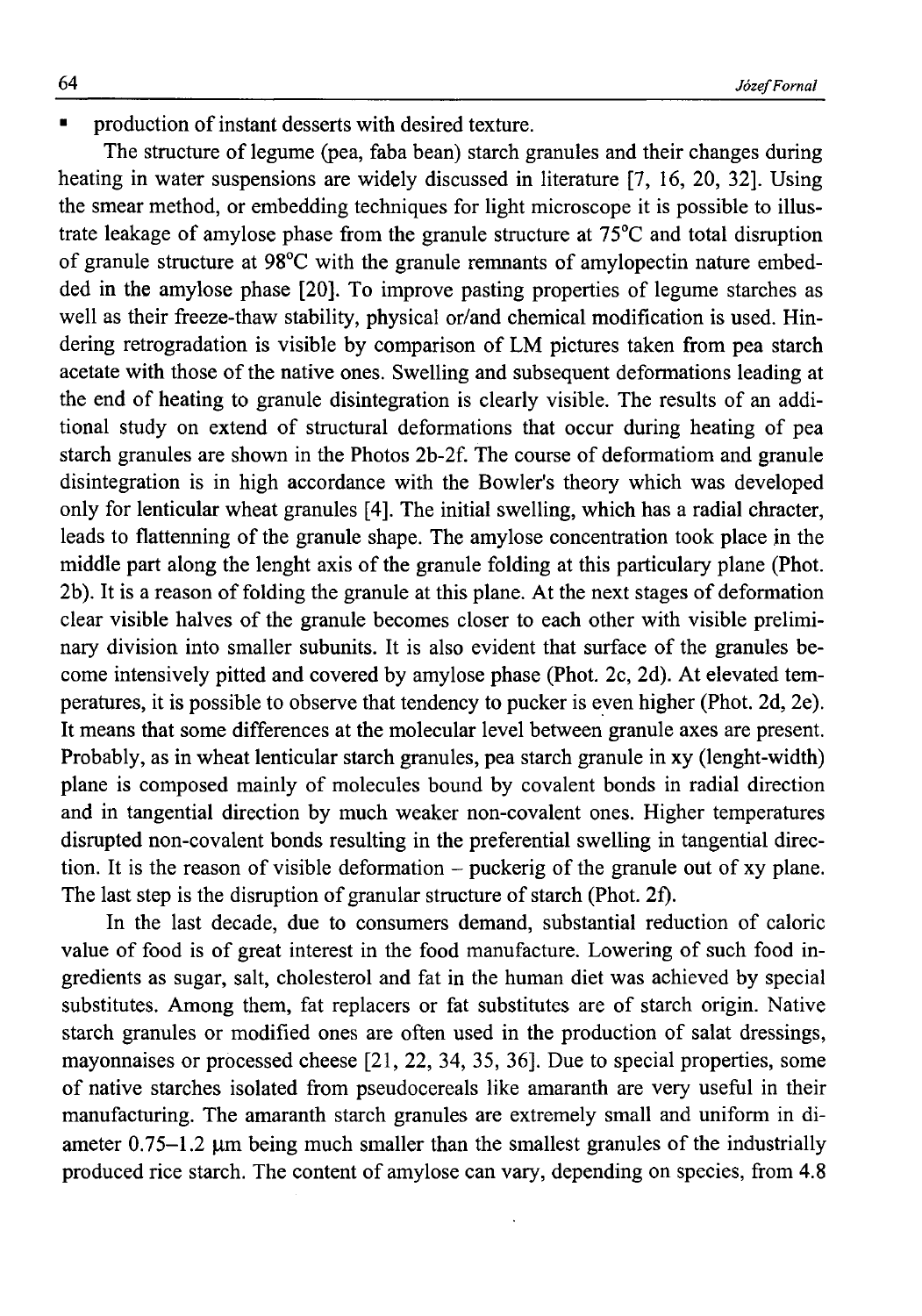- production of instant desserts with desired texture.

The structure of legume (pea, faba bean) starch granules and their changes during heating in water suspensions are widely discussed in literature [7, 16, 20, 32]. Using the smear method, or embedding techniques for light microscope it is possible to illustrate leakage of amylose phase from the granule structure at 75°C and total disruption of granule structure at 98°C with the granule remnants of amylopectin nature embedded in the amylose phase [20]. To improve pasting properties of legume starches as well as their freeze-thaw stability, physical or/and chemical modification is used. Hindering retrogradation is visible by comparison of LM pictures taken from pea starch acetate with those of the native ones. Swelling and subsequent deformations leading at the end of heating to granule disintegration is clearly visible. The results of an additional study on extend of structural deformations that occur during heating of pea starch granules are shown in the Photos 2b-2f. The course of deformatiom and granule disintegration is in high accordance with the Bowler's theory which was developed only for lenticular wheat granules [4]. The initial swelling, which has a radial chracter, leads to flattenning of the granule shape. The amylose concentration took place in the middle part along the lenght axis of the granule folding at this particulary plane (Phot. 2b). It is a reason of folding the granule at this plane. At the next stages of deformation clear visible halves of the granule becomes closer to each other with visible preliminary division into smaller subunits. It is also evident that surface of the granules become intensively pitted and covered by amylose phase (Phot. 2c, 2d). At elevated temperatures, it is possible to observe that tendency to pucker is even higher (Phot. 2d, 2e). It means that some differences at the molecular level between granule axes are present. Probably, as in wheat lenticular starch granules, pea starch granule in xy (lenght-width) plane is composed mainly of molecules bound by covalent bonds in radial direction and in tangential direction by much weaker non-covalent ones. Higher temperatures disrupted non-covalent bonds resulting in the preferential swelling in tangential direction. It is the reason of visible deformation – puckerig of the granule out of xy plane. The last step is the disruption of granular structure of starch (Phot. 2f).

In the last decade, due to consumers demand, substantial reduction of caloric value of food is of great interest in the food manufacture. Lowering of such food ingredients as sugar, salt, cholesterol and fat in the human diet was achieved by special substitutes. Among them, fat replacers or fat substitutes are of starch origin. Native starch granules or modified ones are often used in the production of salat dressings, mayonnaises or processed cheese [21, 22, 34, 35, 36]. Due to special properties, some of native starches isolated from pseudocereals like amaranth are very useful in their manufacturing. The amaranth starch granules are extremely small and uniform in diameter 0.75–1.2 µm being much smaller than the smallest granules of the industrially produced rice starch. The content of amylose can vary, depending on species, from 4.8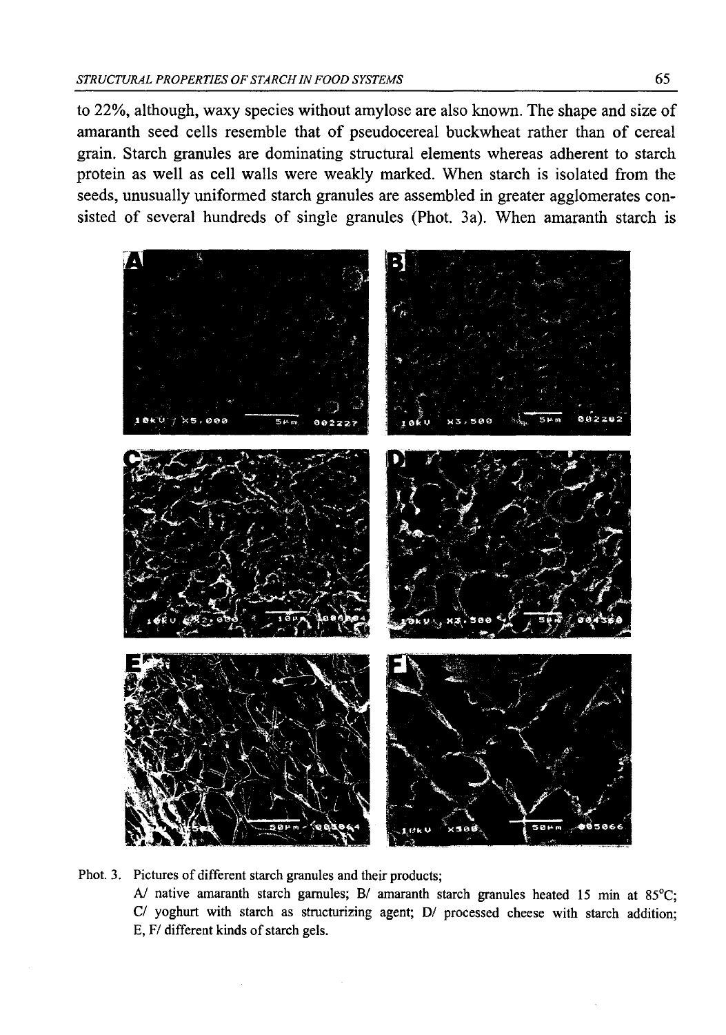to 22%, although, waxy species without amylose are also known. The shape and size of amaranth seed cells resemble that of pseudocereal buckwheat rather than of cereal grain. Starch granules are dominating structural elements whereas adherent to starch protein as well as cell walls were weakly marked. When starch is isolated from the seeds, unusually uniformed starch granules are assembled in greater agglomerates consisted of several hundreds of single granules (Phot. 3a). When amaranth starch is

Phot. 3. Pictures of different starch granules and their products;
A/ native amaranth starch garnules; B/ amaranth starch granules heated 15 min at 85°C; C/ yoghurt with starch as structurizing agent; D/ processed cheese with starch addition; E, F/ different kinds of starch gels.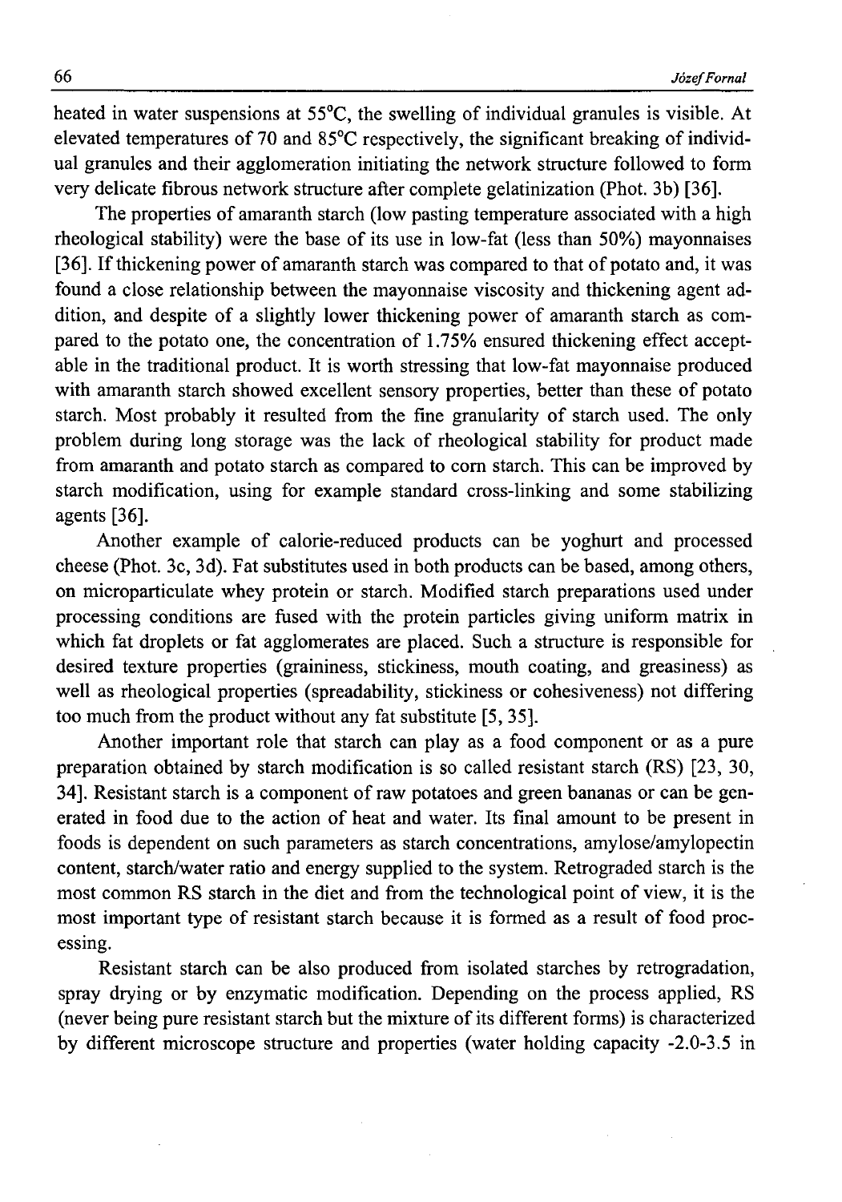heated in water suspensions at 55°C, the swelling of individual granules is visible. At elevated temperatures of 70 and 85°C respectively, the significant breaking of individual granules and their agglomeration initiating the network structure followed to form very delicate fibrous network structure after complete gelatinization (Phot. 3b) [36].

The properties of amaranth starch (low pasting temperature associated with a high rheological stability) were the base of its use in low-fat (less than 50%) mayonnaises [36]. If thickening power of amaranth starch was compared to that of potato and, it was found a close relationship between the mayonnaise viscosity and thickening agent addition, and despite of a slightly lower thickening power of amaranth starch as compared to the potato one, the concentration of 1.75% ensured thickening effect acceptable in the traditional product. It is worth stressing that low-fat mayonnaise produced with amaranth starch showed excellent sensory properties, better than these of potato starch. Most probably it resulted from the fine granularity of starch used. The only problem during long storage was the lack of rheological stability for product made from amaranth and potato starch as compared to corn starch. This can be improved by starch modification, using for example standard cross-linking and some stabilizing agents [36].

Another example of calorie-reduced products can be yoghurt and processed cheese (Phot. 3c, 3d). Fat substitutes used in both products can be based, among others, on microparticulate whey protein or starch. Modified starch preparations used under processing conditions are fused with the protein particles giving uniform matrix in which fat droplets or fat agglomerates are placed. Such a structure is responsible for desired texture properties (graininess, stickiness, mouth coating, and greasiness) as well as rheological properties (spreadability, stickiness or cohesiveness) not differing too much from the product without any fat substitute [5, 35].

Another important role that starch can play as a food component or as a pure preparation obtained by starch modification is so called resistant starch (RS) [23, 30, 34]. Resistant starch is a component of raw potatoes and green bananas or can be generated in food due to the action of heat and water. Its final amount to be present in foods is dependent on such parameters as starch concentrations, amylose/amylopectin content, starch/water ratio and energy supplied to the system. Retrograded starch is the most common RS starch in the diet and from the technological point of view, it is the most important type of resistant starch because it is formed as a result of food processing.

Resistant starch can be also produced from isolated starches by retrogradation, spray drying or by enzymatic modification. Depending on the process applied, RS (never being pure resistant starch but the mixture of its different forms) is characterized by different microscope structure and properties (water holding capacity -2.0-3.5 in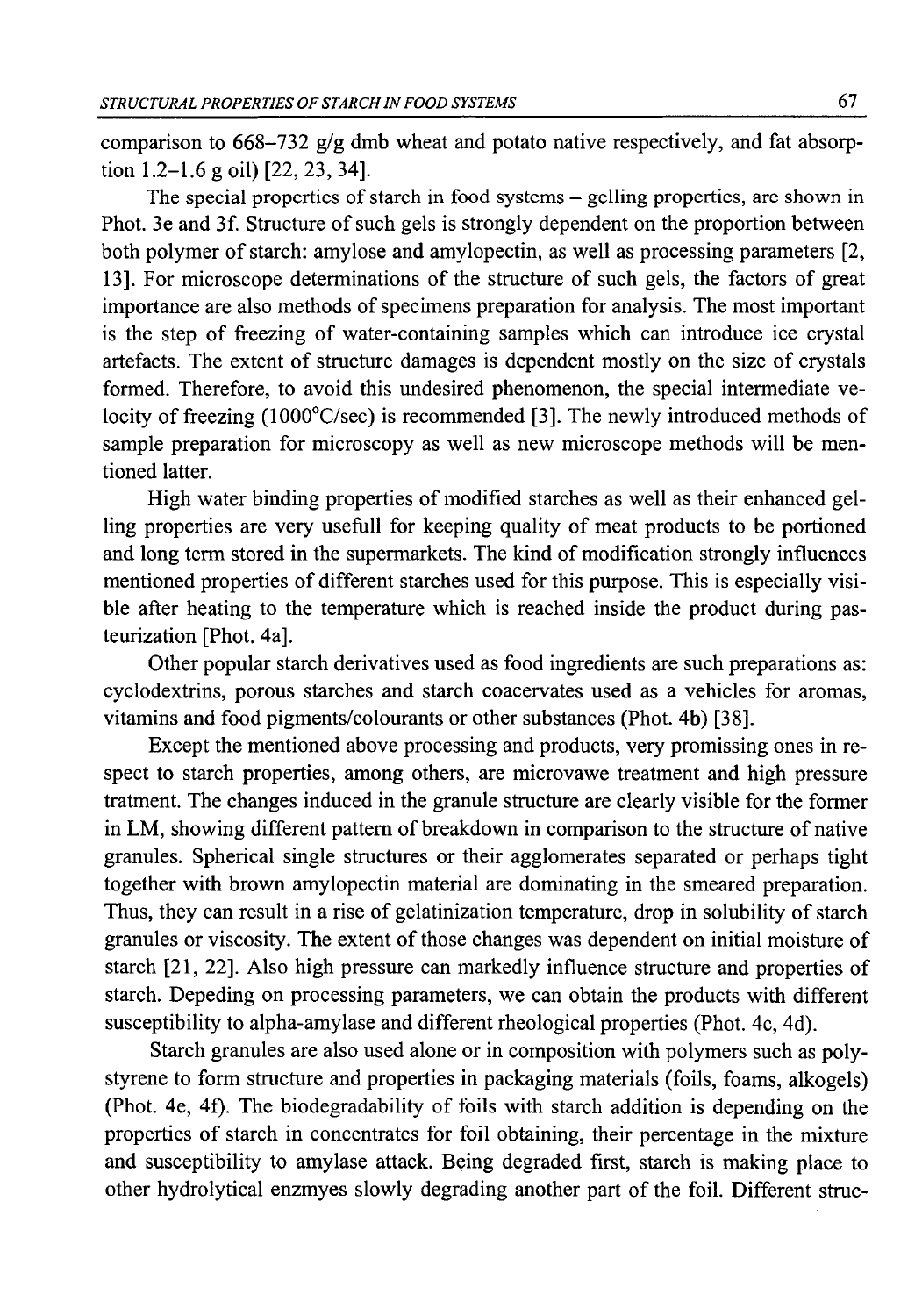comparison to 668–732 g/g dmb wheat and potato native respectively, and fat absorption 1.2–1.6 g oil) [22, 23, 34].

The special properties of starch in food systems – gelling properties, are shown in Phot. 3e and 3f. Structure of such gels is strongly dependent on the proportion between both polymer of starch: amylose and amylopectin, as well as processing parameters [2, 13]. For microscope determinations of the structure of such gels, the factors of great importance are also methods of specimens preparation for analysis. The most important is the step of freezing of water-containing samples which can introduce ice crystal artefacts. The extent of structure damages is dependent mostly on the size of crystals formed. Therefore, to avoid this undesired phenomenon, the special intermediate velocity of freezing (1000°C/sec) is recommended [3]. The newly introduced methods of sample preparation for microscopy as well as new microscope methods will be mentioned latter.

High water binding properties of modified starches as well as their enhanced gelling properties are very usefull for keeping quality of meat products to be portioned and long term stored in the supermarkets. The kind of modification strongly influences mentioned properties of different starches used for this purpose. This is especially visible after heating to the temperature which is reached inside the product during pasteurization [Phot. 4a].

Other popular starch derivatives used as food ingredients are such preparations as: cyclodextrins, porous starches and starch coacervates used as a vehicles for aromas, vitamins and food pigments/colourants or other substances (Phot. 4b) [38].

Except the mentioned above processing and products, very promissing ones in respect to starch properties, among others, are microvawe treatment and high pressure tratment. The changes induced in the granule structure are clearly visible for the former in LM, showing different pattern of breakdown in comparison to the structure of native granules. Spherical single structures or their agglomerates separated or perhaps tight together with brown amylopectin material are dominating in the smeared preparation. Thus, they can result in a rise of gelatinization temperature, drop in solubility of starch granules or viscosity. The extent of those changes was dependent on initial moisture of starch [21, 22]. Also high pressure can markedly influence structure and properties of starch. Depeding on processing parameters, we can obtain the products with different susceptibility to alpha-amylase and different rheological properties (Phot. 4c, 4d).

Starch granules are also used alone or in composition with polymers such as polystyrene to form structure and properties in packaging materials (foils, foams, alkogels) (Phot. 4e, 4f). The biodegradability of foils with starch addition is depending on the properties of starch in concentrates for foil obtaining, their percentage in the mixture and susceptibility to amylase attack. Being degraded first, starch is making place to other hydrolytical enzmyes slowly degrading another part of the foil. Different struc-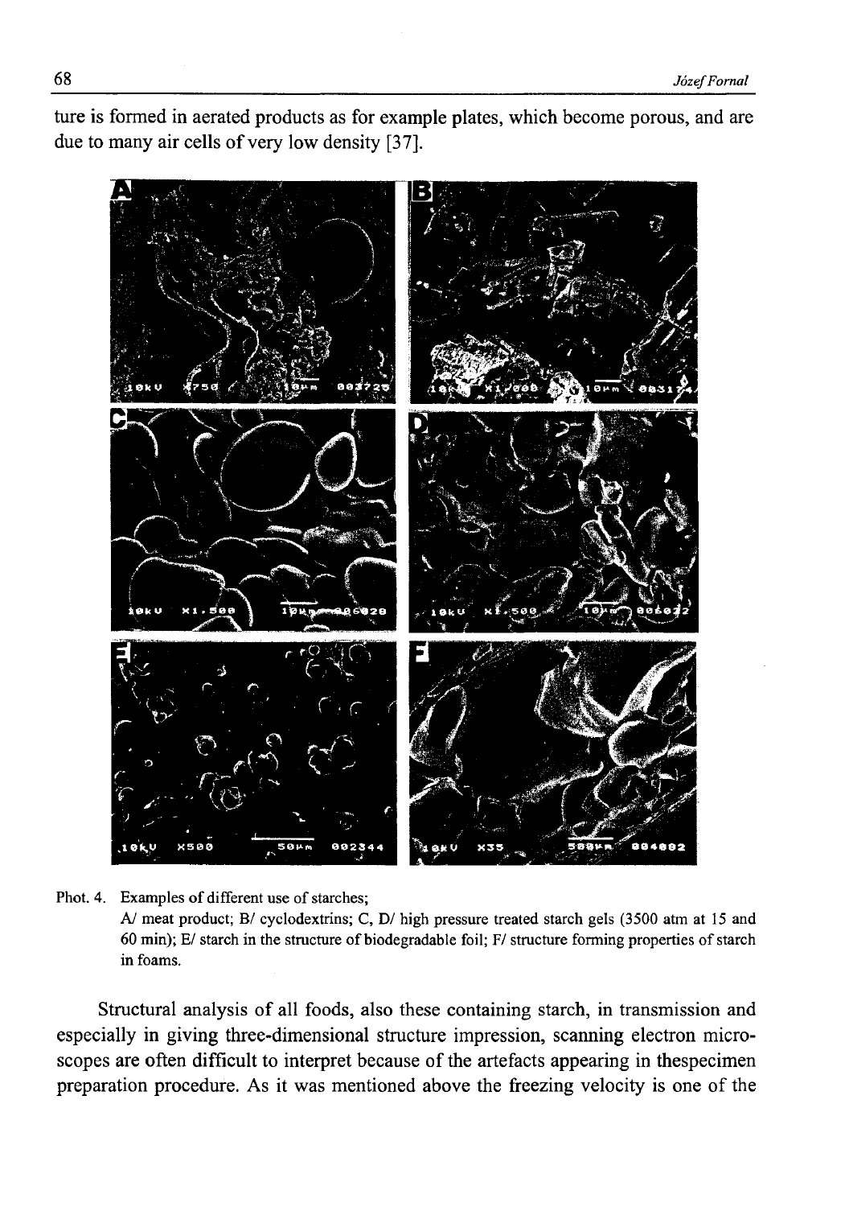ture is formed in aerated products as for example plates, which become porous, and are due to many air cells of very low density [37].

Phot. 4. Examples of different use of starches;
A/ meat product; B/ cyclodextrins; C, D/ high pressure treated starch gels (3500 atm at 15 and 60 min); E/ starch in the structure of biodegradable foil; F/ structure forming properties of starch in foams.

Structural analysis of all foods, also these containing starch, in transmission and especially in giving three-dimensional structure impression, scanning electron microscopes are often difficult to interpret because of the artefacts appearing in thespecimen preparation procedure. As it was mentioned above the freezing velocity is one of the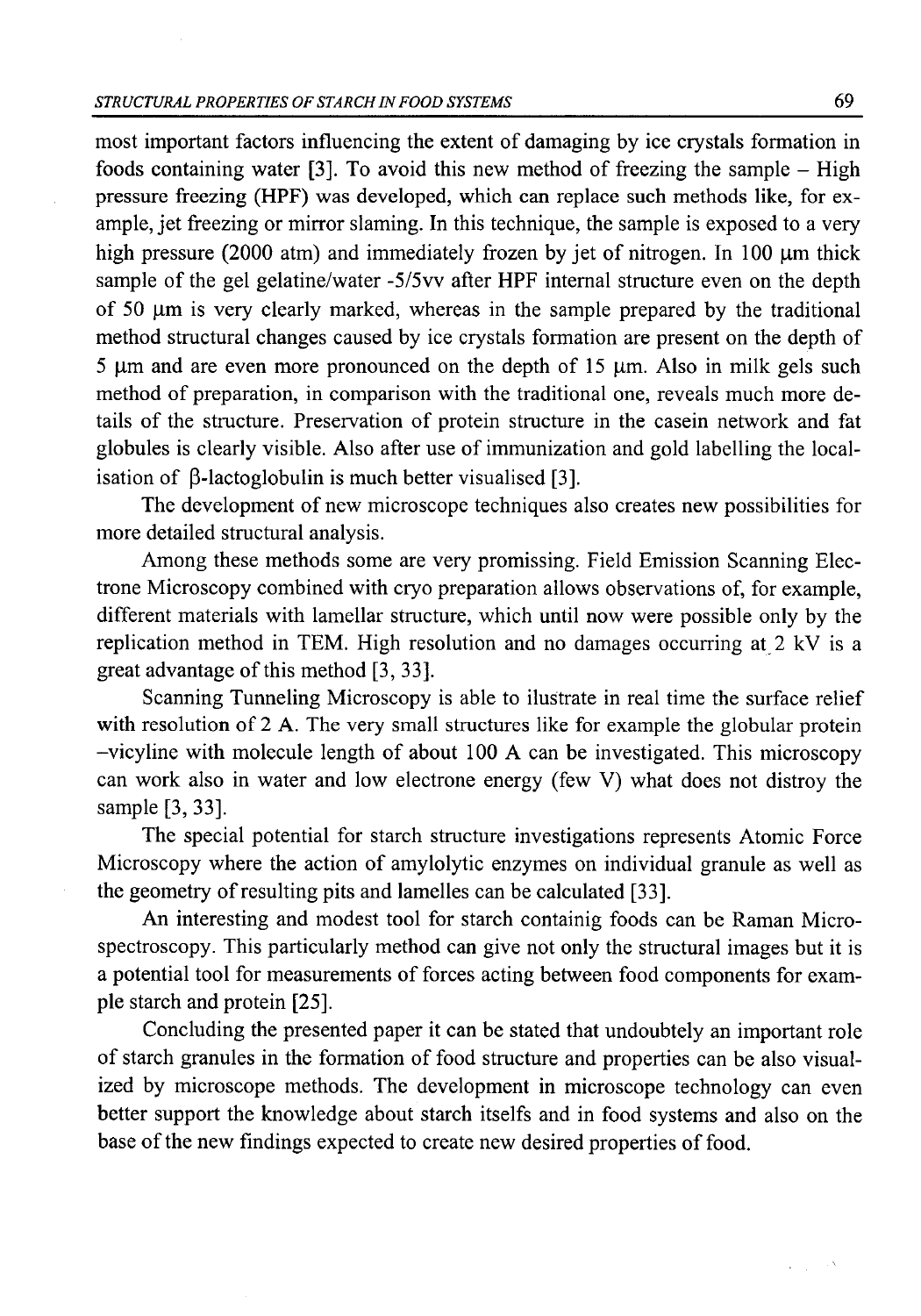most important factors influencing the extent of damaging by ice crystals formation in foods containing water [3]. To avoid this new method of freezing the sample – High pressure freezing (HPF) was developed, which can replace such methods like, for example, jet freezing or mirror slaming. In this technique, the sample is exposed to a very high pressure (2000 atm) and immediately frozen by jet of nitrogen. In 100 μm thick sample of the gel gelatine/water -5/5vv after HPF internal structure even on the depth of 50 μm is very clearly marked, whereas in the sample prepared by the traditional method structural changes caused by ice crystals formation are present on the depth of 5 μm and are even more pronounced on the depth of 15 μm. Also in milk gels such method of preparation, in comparison with the traditional one, reveals much more details of the structure. Preservation of protein structure in the casein network and fat globules is clearly visible. Also after use of immunization and gold labelling the localisation of β-lactoglobulin is much better visualised [3].

The development of new microscope techniques also creates new possibilities for more detailed structural analysis.

Among these methods some are very promissing. Field Emission Scanning Electrone Microscopy combined with cryo preparation allows observations of, for example, different materials with lamellar structure, which until now were possible only by the replication method in TEM. High resolution and no damages occurring at 2 kV is a great advantage of this method [3, 33].

Scanning Tunneling Microscopy is able to ilustrate in real time the surface relief with resolution of 2 A. The very small structures like for example the globular protein –vicyline with molecule length of about 100 A can be investigated. This microscopy can work also in water and low electrone energy (few V) what does not distroy the sample [3, 33].

The special potential for starch structure investigations represents Atomic Force Microscopy where the action of amylolytic enzymes on individual granule as well as the geometry of resulting pits and lamelles can be calculated [33].

An interesting and modest tool for starch containig foods can be Raman Microspectroscopy. This particularly method can give not only the structural images but it is a potential tool for measurements of forces acting between food components for example starch and protein [25].

Concluding the presented paper it can be stated that undoubtely an important role of starch granules in the formation of food structure and properties can be also visualized by microscope methods. The development in microscope technology can even better support the knowledge about starch itselfs and in food systems and also on the base of the new findings expected to create new desired properties of food.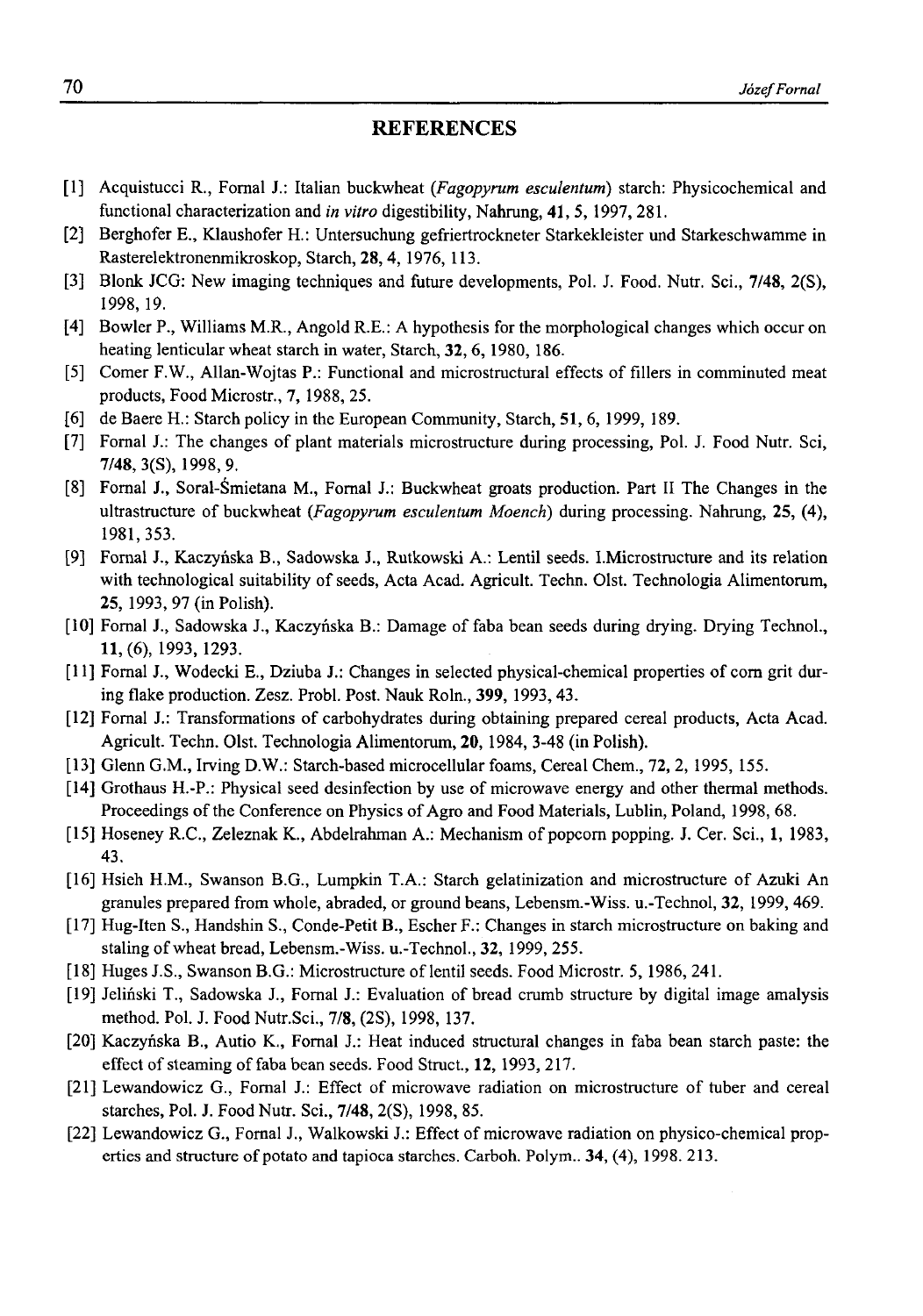## REFERENCES

[1] Acquistucci R., Fornal J.: Italian buckwheat (*Fagopyrum esculentum*) starch: Physicochemical and functional characterization and *in vitro* digestibility, Nahrung, **41**, 5, 1997, 281.

[2] Berghofer E., Klaushofer H.: Untersuchung gefriertrockneter Starkekleister und Starkeschwamme in Rasterelektronenmikroskop, Starch, **28**, 4, 1976, 113.

[3] Blonk JCG: New imaging techniques and future developments, Pol. J. Food. Nutr. Sci., **7/48**, 2(S), 1998, 19.

[4] Bowler P., Williams M.R., Angold R.E.: A hypothesis for the morphological changes which occur on heating lenticular wheat starch in water, Starch, **32**, 6, 1980, 186.

[5] Comer F.W., Allan-Wojtas P.: Functional and microstructural effects of fillers in comminuted meat products, Food Microstr., **7**, 1988, 25.

[6] de Baere H.: Starch policy in the European Community, Starch, **51**, 6, 1999, 189.

[7] Fornal J.: The changes of plant materials microstructure during processing, Pol. J. Food Nutr. Sci, **7/48**, 3(S), 1998, 9.

[8] Fornal J., Soral-Śmietana M., Fornal J.: Buckwheat groats production. Part II The Changes in the ultrastructure of buckwheat (*Fagopyrum esculentum Moench*) during processing. Nahrung, **25**, (4), 1981, 353.

[9] Fornal J., Kaczyńska B., Sadowska J., Rutkowski A.: Lentil seeds. I.Microstructure and its relation with technological suitability of seeds, Acta Acad. Agricult. Techn. Olst. Technologia Alimentorum, **25**, 1993, 97 (in Polish).

[10] Fornal J., Sadowska J., Kaczyńska B.: Damage of faba bean seeds during drying. Drying Technol., **11**, (6), 1993, 1293.

[11] Fornal J., Wodecki E., Dziuba J.: Changes in selected physical-chemical properties of corn grit during flake production. Zesz. Probl. Post. Nauk Roln., **399**, 1993, 43.

[12] Fornal J.: Transformations of carbohydrates during obtaining prepared cereal products, Acta Acad. Agricult. Techn. Olst. Technologia Alimentorum, **20**, 1984, 3-48 (in Polish).

[13] Glenn G.M., Irving D.W.: Starch-based microcellular foams, Cereal Chem., **72**, 2, 1995, 155.

[14] Grothaus H.-P.: Physical seed desinfection by use of microwave energy and other thermal methods. Proceedings of the Conference on Physics of Agro and Food Materials, Lublin, Poland, 1998, 68.

[15] Hoseney R.C., Zeleznak K., Abdelrahman A.: Mechanism of popcorn popping. J. Cer. Sci., **1**, 1983, 43.

[16] Hsieh H.M., Swanson B.G., Lumpkin T.A.: Starch gelatinization and microstructure of Azuki An granules prepared from whole, abraded, or ground beans, Lebensm.-Wiss. u.-Technol, **32**, 1999, 469.

[17] Hug-Iten S., Handshin S., Conde-Petit B., Escher F.: Changes in starch microstructure on baking and staling of wheat bread, Lebensm.-Wiss. u.-Technol., **32**, 1999, 255.

[18] Huges J.S., Swanson B.G.: Microstructure of lentil seeds. Food Microstr. 5, 1986, 241.

[19] Jeliński T., Sadowska J., Fornal J.: Evaluation of bread crumb structure by digital image amalysis method. Pol. J. Food Nutr.Sci., **7/8**, (2S), 1998, 137.

[20] Kaczyńska B., Autio K., Fornal J.: Heat induced structural changes in faba bean starch paste: the effect of steaming of faba bean seeds. Food Struct., **12**, 1993, 217.

[21] Lewandowicz G., Fornal J.: Effect of microwave radiation on microstructure of tuber and cereal starches, Pol. J. Food Nutr. Sci., **7/48**, 2(S), 1998, 85.

[22] Lewandowicz G., Fornal J., Walkowski J.: Effect of microwave radiation on physico-chemical properties and structure of potato and tapioca starches. Carboh. Polym.. **34**, (4), 1998. 213.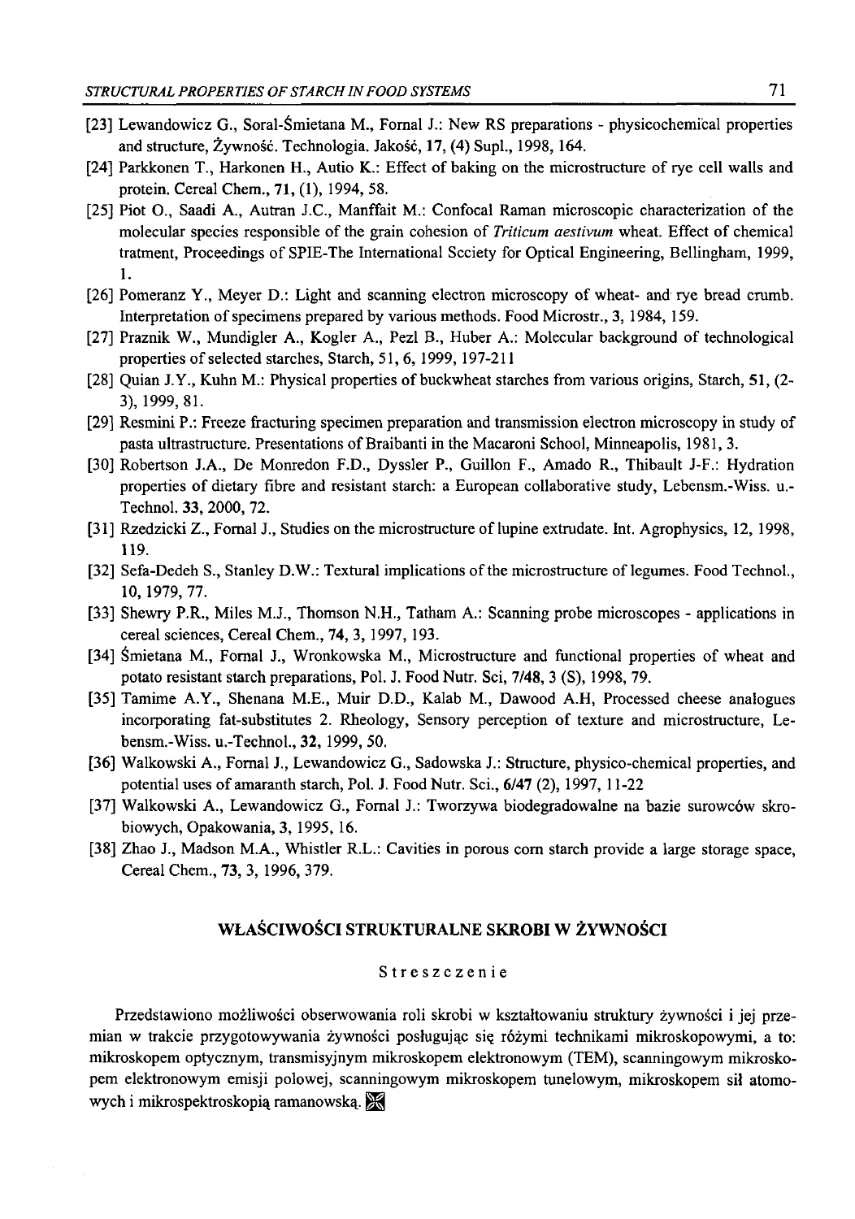[23] Lewandowicz G., Soral-Śmietana M., Fornal J.: New RS preparations - physicochemical properties and structure, Żywność. Technologia. Jakość, **17**, (4) Supl., 1998, 164.

[24] Parkkonen T., Harkonen H., Autio K.: Effect of baking on the microstructure of rye cell walls and protein. Cereal Chem., **71**, (1), 1994, 58.

[25] Piot O., Saadi A., Autran J.C., Manffait M.: Confocal Raman microscopic characterization of the molecular species responsible of the grain cohesion of *Triticum aestivum* wheat. Effect of chemical tratment, Proceedings of SPIE-The International Scciety for Optical Engineering, Bellingham, 1999, 1.

[26] Pomeranz Y., Meyer D.: Light and scanning electron microscopy of wheat- and rye bread crumb. Interpretation of specimens prepared by various methods. Food Microstr., 3, 1984, 159.

[27] Praznik W., Mundigler A., Kogler A., Pezl B., Huber A.: Molecular background of technological properties of selected starches, Starch, 51, 6, 1999, 197-211

[28] Quian J.Y., Kuhn M.: Physical properties of buckwheat starches from various origins, Starch, **51**, (2-3), 1999, 81.

[29] Resmini P.: Freeze fracturing specimen preparation and transmission electron microscopy in study of pasta ultrastructure. Presentations of Braibanti in the Macaroni School, Minneapolis, 1981, 3.

[30] Robertson J.A., De Monredon F.D., Dyssler P., Guillon F., Amado R., Thibault J-F.: Hydration properties of dietary fibre and resistant starch: a European collaborative study, Lebensm.-Wiss. u.-Technol. **33**, 2000, 72.

[31] Rzedzicki Z., Fornal J., Studies on the microstructure of lupine extrudate. Int. Agrophysics, 12, 1998, 119.

[32] Sefa-Dedeh S., Stanley D.W.: Textural implications of the microstructure of legumes. Food Technol., **10**, 1979, 77.

[33] Shewry P.R., Miles M.J., Thomson N.H., Tatham A.: Scanning probe microscopes - applications in cereal sciences, Cereal Chem., **74**, 3, 1997, 193.

[34] Śmietana M., Fornal J., Wronkowska M., Microstructure and functional properties of wheat and potato resistant starch preparations, Pol. J. Food Nutr. Sci, **7/48**, 3 (S), 1998, 79.

[35] Tamime A.Y., Shenana M.E., Muir D.D., Kalab M., Dawood A.H, Processed cheese analogues incorporating fat-substitutes 2. Rheology, Sensory perception of texture and microstructure, Lebensm.-Wiss. u.-Technol., **32**, 1999, 50.

[36] Walkowski A., Fornal J., Lewandowicz G., Sadowska J.: Structure, physico-chemical properties, and potential uses of amaranth starch, Pol. J. Food Nutr. Sci., **6/47** (2), 1997, 11-22

[37] Walkowski A., Lewandowicz G., Fornal J.: Tworzywa biodegradowalne na bazie surowców skrobiowych, Opakowania, **3**, 1995, 16.

[38] Zhao J., Madson M.A., Whistler R.L.: Cavities in porous corn starch provide a large storage space, Cereal Chem., **73**, 3, 1996, 379.

## WŁAŚCIWOŚCI STRUKTURALNE SKROBI W ŻYWNOŚCI

### Streszczenie

Przedstawiono możliwości obserwowania roli skrobi w kształtowaniu struktury żywności i jej przemian w trakcie przygotowywania żywności posługując się różymi technikami mikroskopowymi, a to: mikroskopem optycznym, transmisyjnym mikroskopem elektronowym (TEM), scanningowym mikroskopem elektronowym emisji polowej, scanningowym mikroskopem tunelowym, mikroskopem sił atomowych i mikrospektroskopią ramanowską.